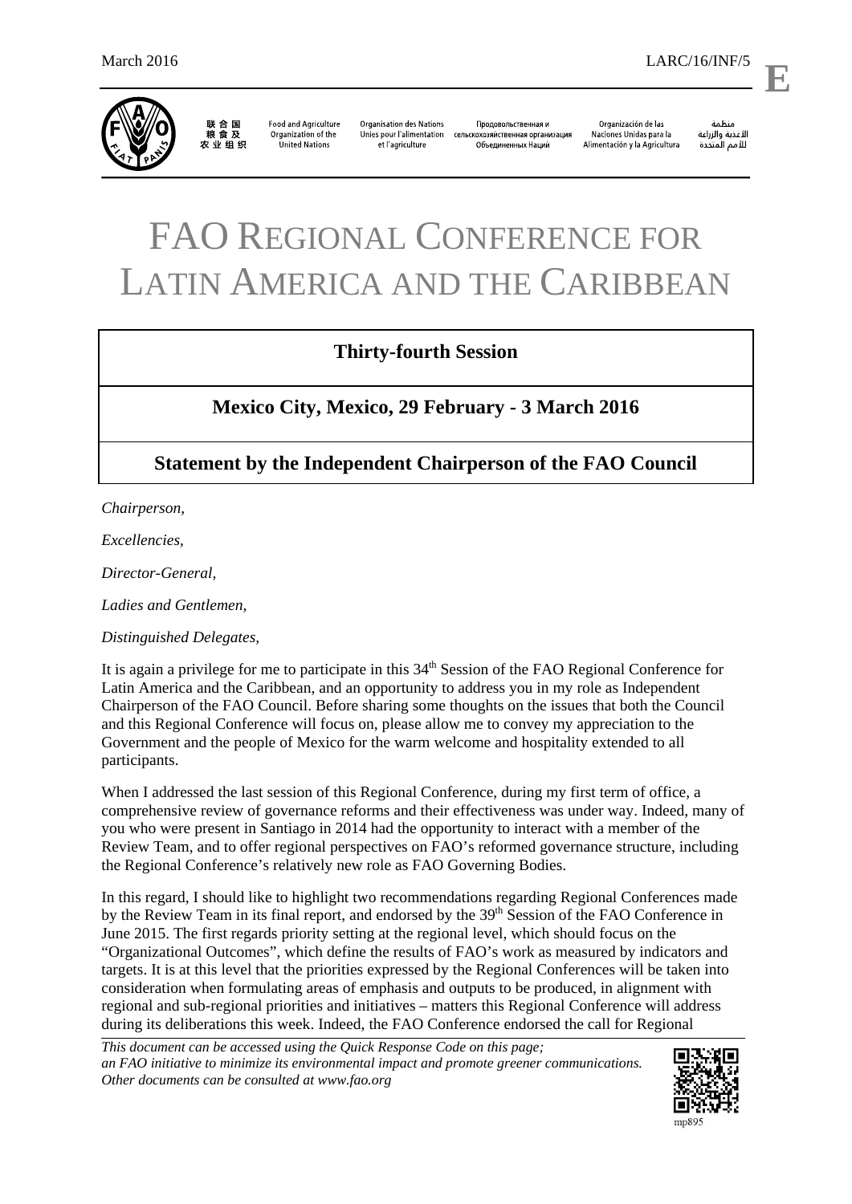March 2016 LARC/16/INF/5

联合国粮食及农业组织 | Food and Agriculture Organization of the United Nations | Organisation des Nations Unies pour l'alimentation et l'agriculture | Продовольственная и сельскохозяйственная организация Объединенных Наций | Organización de las Naciones Unidas para la Alimentación y la Agricultura | منظمة الأغذية والزراعة للأمم المتحدة

# FAO Regional Conference for Latin America and the Caribbean

## Thirty-fourth Session

## Mexico City, Mexico, 29 February - 3 March 2016

## Statement by the Independent Chairperson of the FAO Council

*Chairperson,*

*Excellencies,*

*Director-General,*

*Ladies and Gentlemen,*

*Distinguished Delegates,*

It is again a privilege for me to participate in this 34th Session of the FAO Regional Conference for Latin America and the Caribbean, and an opportunity to address you in my role as Independent Chairperson of the FAO Council. Before sharing some thoughts on the issues that both the Council and this Regional Conference will focus on, please allow me to convey my appreciation to the Government and the people of Mexico for the warm welcome and hospitality extended to all participants.

When I addressed the last session of this Regional Conference, during my first term of office, a comprehensive review of governance reforms and their effectiveness was under way. Indeed, many of you who were present in Santiago in 2014 had the opportunity to interact with a member of the Review Team, and to offer regional perspectives on FAO's reformed governance structure, including the Regional Conference's relatively new role as FAO Governing Bodies.

In this regard, I should like to highlight two recommendations regarding Regional Conferences made by the Review Team in its final report, and endorsed by the 39th Session of the FAO Conference in June 2015. The first regards priority setting at the regional level, which should focus on the "Organizational Outcomes", which define the results of FAO's work as measured by indicators and targets. It is at this level that the priorities expressed by the Regional Conferences will be taken into consideration when formulating areas of emphasis and outputs to be produced, in alignment with regional and sub-regional priorities and initiatives – matters this Regional Conference will address during its deliberations this week. Indeed, the FAO Conference endorsed the call for Regional

*This document can be accessed using the Quick Response Code on this page; an FAO initiative to minimize its environmental impact and promote greener communications. Other documents can be consulted at www.fao.org*

mp895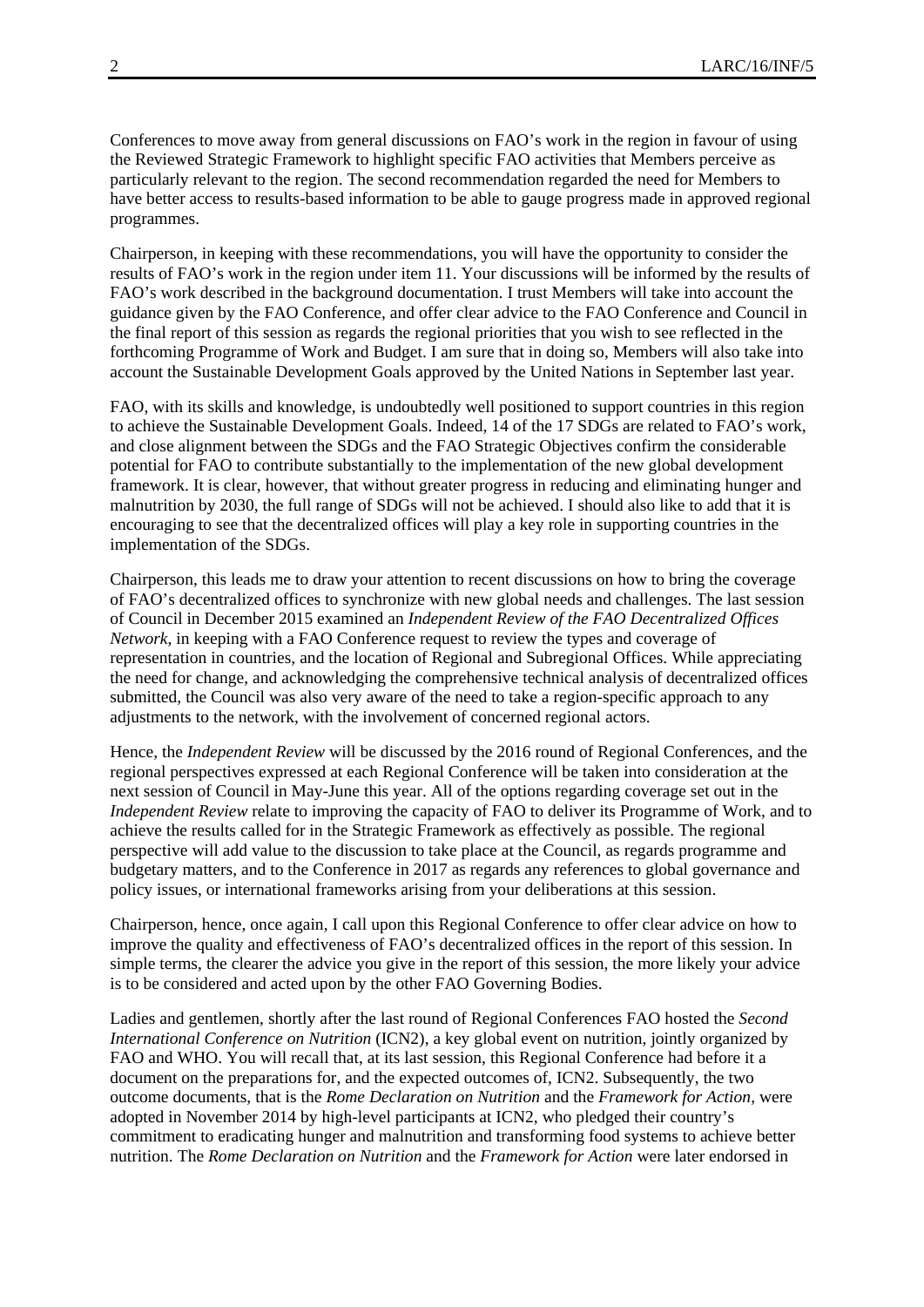Conferences to move away from general discussions on FAO's work in the region in favour of using the Reviewed Strategic Framework to highlight specific FAO activities that Members perceive as particularly relevant to the region. The second recommendation regarded the need for Members to have better access to results-based information to be able to gauge progress made in approved regional programmes.

Chairperson, in keeping with these recommendations, you will have the opportunity to consider the results of FAO's work in the region under item 11. Your discussions will be informed by the results of FAO's work described in the background documentation. I trust Members will take into account the guidance given by the FAO Conference, and offer clear advice to the FAO Conference and Council in the final report of this session as regards the regional priorities that you wish to see reflected in the forthcoming Programme of Work and Budget. I am sure that in doing so, Members will also take into account the Sustainable Development Goals approved by the United Nations in September last year.

FAO, with its skills and knowledge, is undoubtedly well positioned to support countries in this region to achieve the Sustainable Development Goals. Indeed, 14 of the 17 SDGs are related to FAO's work, and close alignment between the SDGs and the FAO Strategic Objectives confirm the considerable potential for FAO to contribute substantially to the implementation of the new global development framework. It is clear, however, that without greater progress in reducing and eliminating hunger and malnutrition by 2030, the full range of SDGs will not be achieved. I should also like to add that it is encouraging to see that the decentralized offices will play a key role in supporting countries in the implementation of the SDGs.

Chairperson, this leads me to draw your attention to recent discussions on how to bring the coverage of FAO's decentralized offices to synchronize with new global needs and challenges. The last session of Council in December 2015 examined an *Independent Review of the FAO Decentralized Offices Network*, in keeping with a FAO Conference request to review the types and coverage of representation in countries, and the location of Regional and Subregional Offices. While appreciating the need for change, and acknowledging the comprehensive technical analysis of decentralized offices submitted, the Council was also very aware of the need to take a region-specific approach to any adjustments to the network, with the involvement of concerned regional actors.

Hence, the *Independent Review* will be discussed by the 2016 round of Regional Conferences, and the regional perspectives expressed at each Regional Conference will be taken into consideration at the next session of Council in May-June this year. All of the options regarding coverage set out in the *Independent Review* relate to improving the capacity of FAO to deliver its Programme of Work, and to achieve the results called for in the Strategic Framework as effectively as possible. The regional perspective will add value to the discussion to take place at the Council, as regards programme and budgetary matters, and to the Conference in 2017 as regards any references to global governance and policy issues, or international frameworks arising from your deliberations at this session.

Chairperson, hence, once again, I call upon this Regional Conference to offer clear advice on how to improve the quality and effectiveness of FAO's decentralized offices in the report of this session. In simple terms, the clearer the advice you give in the report of this session, the more likely your advice is to be considered and acted upon by the other FAO Governing Bodies.

Ladies and gentlemen, shortly after the last round of Regional Conferences FAO hosted the *Second International Conference on Nutrition* (ICN2), a key global event on nutrition, jointly organized by FAO and WHO. You will recall that, at its last session, this Regional Conference had before it a document on the preparations for, and the expected outcomes of, ICN2. Subsequently, the two outcome documents, that is the *Rome Declaration on Nutrition* and the *Framework for Action*, were adopted in November 2014 by high-level participants at ICN2, who pledged their country's commitment to eradicating hunger and malnutrition and transforming food systems to achieve better nutrition. The *Rome Declaration on Nutrition* and the *Framework for Action* were later endorsed in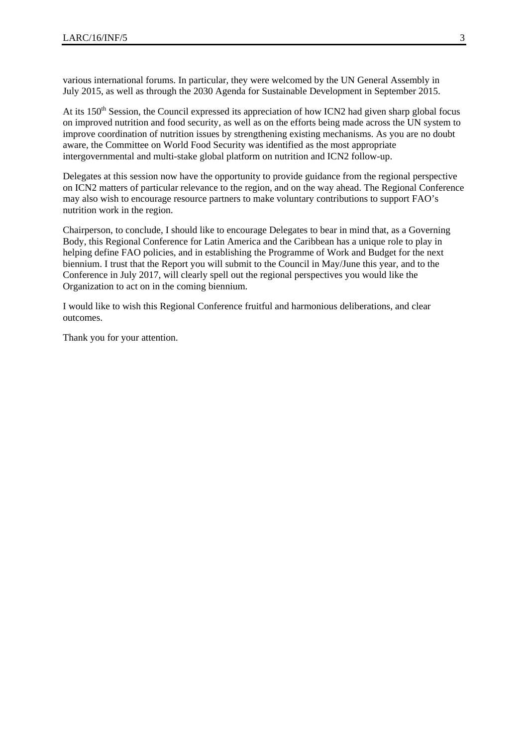various international forums. In particular, they were welcomed by the UN General Assembly in July 2015, as well as through the 2030 Agenda for Sustainable Development in September 2015.

At its 150th Session, the Council expressed its appreciation of how ICN2 had given sharp global focus on improved nutrition and food security, as well as on the efforts being made across the UN system to improve coordination of nutrition issues by strengthening existing mechanisms. As you are no doubt aware, the Committee on World Food Security was identified as the most appropriate intergovernmental and multi-stake global platform on nutrition and ICN2 follow-up.

Delegates at this session now have the opportunity to provide guidance from the regional perspective on ICN2 matters of particular relevance to the region, and on the way ahead. The Regional Conference may also wish to encourage resource partners to make voluntary contributions to support FAO's nutrition work in the region.

Chairperson, to conclude, I should like to encourage Delegates to bear in mind that, as a Governing Body, this Regional Conference for Latin America and the Caribbean has a unique role to play in helping define FAO policies, and in establishing the Programme of Work and Budget for the next biennium. I trust that the Report you will submit to the Council in May/June this year, and to the Conference in July 2017, will clearly spell out the regional perspectives you would like the Organization to act on in the coming biennium.

I would like to wish this Regional Conference fruitful and harmonious deliberations, and clear outcomes.

Thank you for your attention.